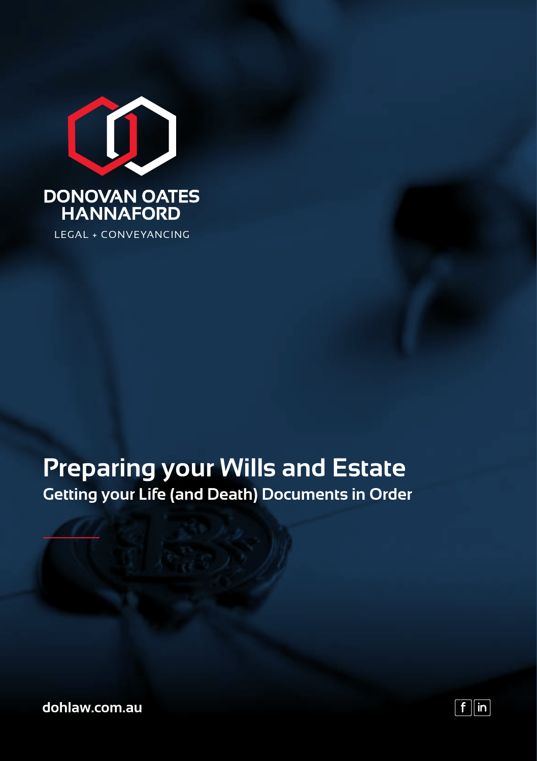DONOVAN OATES HANNAFORD

LEGAL + CONVEYANCING

# Preparing your Wills and Estate

## Getting your Life (and Death) Documents in Order

dohlaw.com.au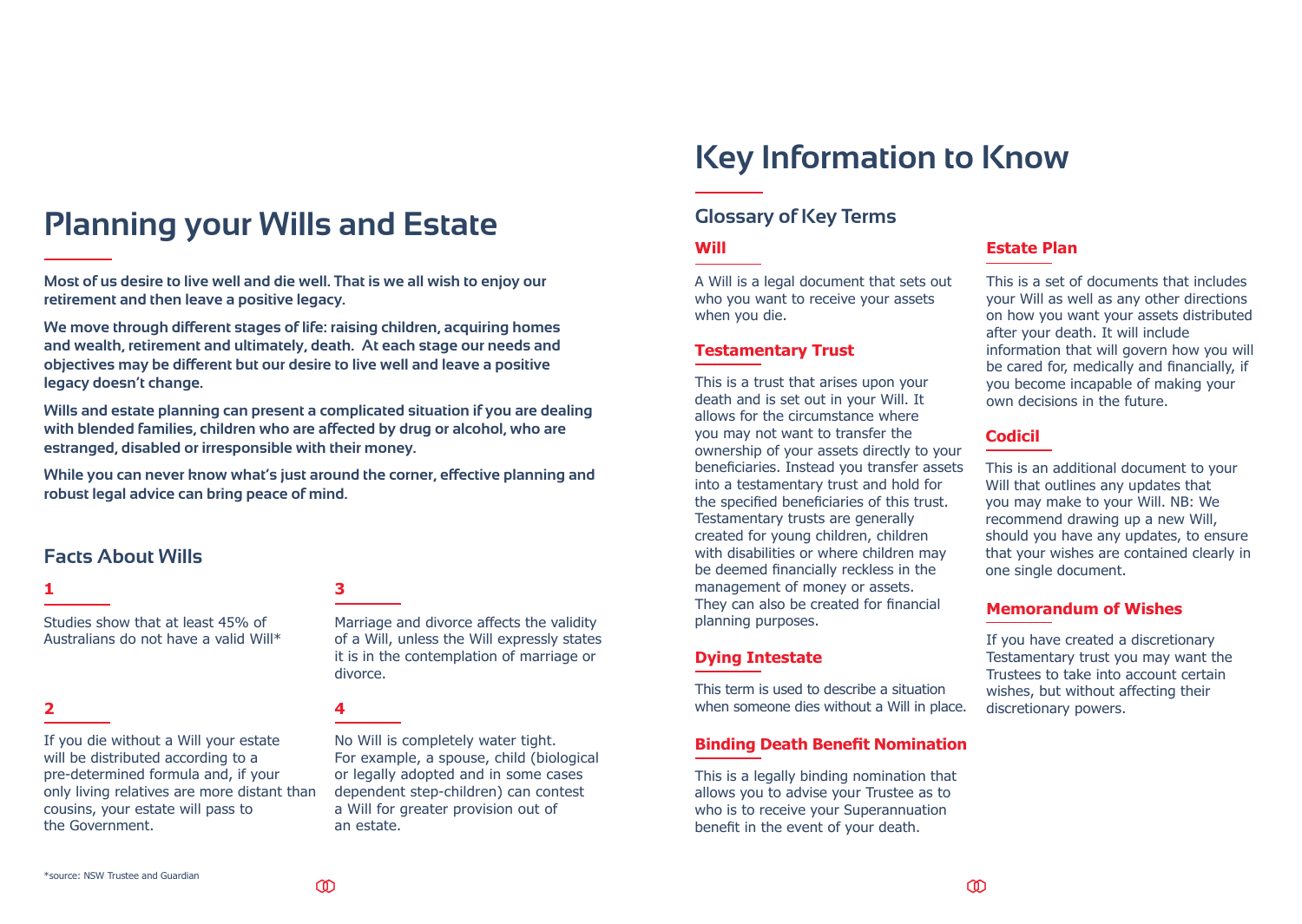# Planning your Wills and Estate

**Most of us desire to live well and die well. That is we all wish to enjoy our retirement and then leave a positive legacy.**

**We move through different stages of life: raising children, acquiring homes and wealth, retirement and ultimately, death. At each stage our needs and objectives may be different but our desire to live well and leave a positive legacy doesn't change.**

**Wills and estate planning can present a complicated situation if you are dealing with blended families, children who are affected by drug or alcohol, who are estranged, disabled or irresponsible with their money.**

**While you can never know what's just around the corner, effective planning and robust legal advice can bring peace of mind.**

## Facts About Wills

### 1

Studies show that at least 45% of Australians do not have a valid Will*

### 2

If you die without a Will your estate will be distributed according to a pre-determined formula and, if your only living relatives are more distant than cousins, your estate will pass to the Government.

### 3

Marriage and divorce affects the validity of a Will, unless the Will expressly states it is in the contemplation of marriage or divorce.

### 4

No Will is completely water tight. For example, a spouse, child (biological or legally adopted and in some cases dependent step-children) can contest a Will for greater provision out of an estate.

*source: NSW Trustee and Guardian

# Key Information to Know

## Glossary of Key Terms

### Will

A Will is a legal document that sets out who you want to receive your assets when you die.

### Testamentary Trust

This is a trust that arises upon your death and is set out in your Will. It allows for the circumstance where you may not want to transfer the ownership of your assets directly to your beneficiaries. Instead you transfer assets into a testamentary trust and hold for the specified beneficiaries of this trust. Testamentary trusts are generally created for young children, children with disabilities or where children may be deemed financially reckless in the management of money or assets. They can also be created for financial planning purposes.

### Dying Intestate

This term is used to describe a situation when someone dies without a Will in place.

### Binding Death Benefit Nomination

This is a legally binding nomination that allows you to advise your Trustee as to who is to receive your Superannuation benefit in the event of your death.

### Estate Plan

This is a set of documents that includes your Will as well as any other directions on how you want your assets distributed after your death. It will include information that will govern how you will be cared for, medically and financially, if you become incapable of making your own decisions in the future.

### Codicil

This is an additional document to your Will that outlines any updates that you may make to your Will. NB: We recommend drawing up a new Will, should you have any updates, to ensure that your wishes are contained clearly in one single document.

### Memorandum of Wishes

If you have created a discretionary Testamentary trust you may want the Trustees to take into account certain wishes, but without affecting their discretionary powers.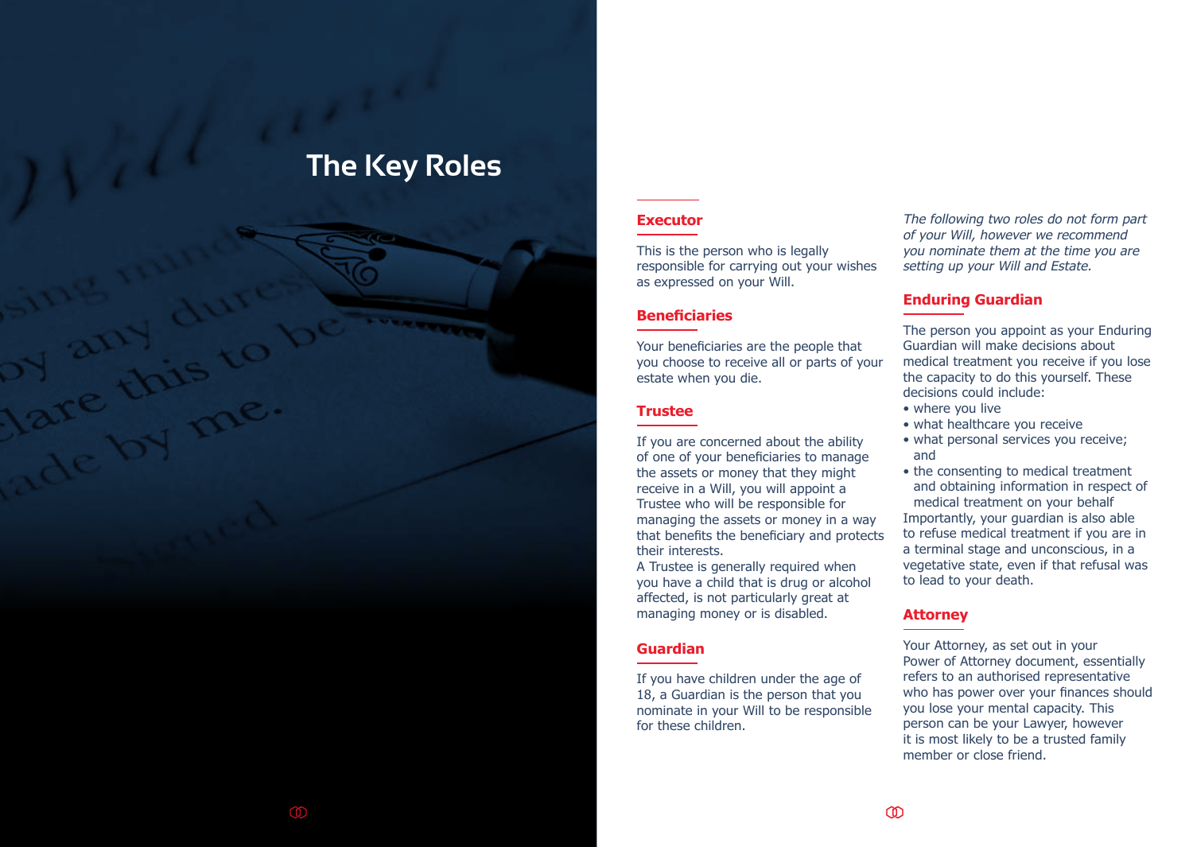# The Key Roles

## Executor

This is the person who is legally responsible for carrying out your wishes as expressed on your Will.

## Beneficiaries

Your beneficiaries are the people that you choose to receive all or parts of your estate when you die.

## Trustee

If you are concerned about the ability of one of your beneficiaries to manage the assets or money that they might receive in a Will, you will appoint a Trustee who will be responsible for managing the assets or money in a way that benefits the beneficiary and protects their interests.

A Trustee is generally required when you have a child that is drug or alcohol affected, is not particularly great at managing money or is disabled.

## Guardian

If you have children under the age of 18, a Guardian is the person that you nominate in your Will to be responsible for these children.

*The following two roles do not form part of your Will, however we recommend you nominate them at the time you are setting up your Will and Estate.*

## Enduring Guardian

The person you appoint as your Enduring Guardian will make decisions about medical treatment you receive if you lose the capacity to do this yourself. These decisions could include:

- where you live
- what healthcare you receive
- what personal services you receive; and
- the consenting to medical treatment and obtaining information in respect of medical treatment on your behalf

Importantly, your guardian is also able to refuse medical treatment if you are in a terminal stage and unconscious, in a vegetative state, even if that refusal was to lead to your death.

## Attorney

Your Attorney, as set out in your Power of Attorney document, essentially refers to an authorised representative who has power over your finances should you lose your mental capacity. This person can be your Lawyer, however it is most likely to be a trusted family member or close friend.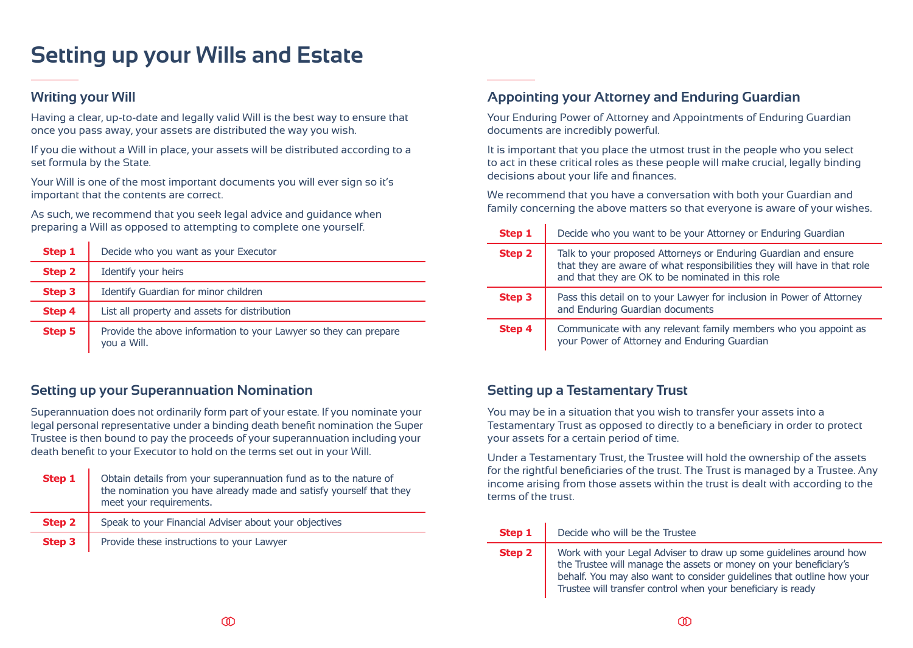# Setting up your Wills and Estate

## Writing your Will

Having a clear, up-to-date and legally valid Will is the best way to ensure that once you pass away, your assets are distributed the way you wish.

If you die without a Will in place, your assets will be distributed according to a set formula by the State.

Your Will is one of the most important documents you will ever sign so it's important that the contents are correct.

As such, we recommend that you seek legal advice and guidance when preparing a Will as opposed to attempting to complete one yourself.

| | |
|---|---|
| **Step 1** | Decide who you want as your Executor |
| **Step 2** | Identify your heirs |
| **Step 3** | Identify Guardian for minor children |
| **Step 4** | List all property and assets for distribution |
| **Step 5** | Provide the above information to your Lawyer so they can prepare you a Will. |

## Setting up your Superannuation Nomination

Superannuation does not ordinarily form part of your estate. If you nominate your legal personal representative under a binding death benefit nomination the Super Trustee is then bound to pay the proceeds of your superannuation including your death benefit to your Executor to hold on the terms set out in your Will.

| | |
|---|---|
| **Step 1** | Obtain details from your superannuation fund as to the nature of the nomination you have already made and satisfy yourself that they meet your requirements. |
| **Step 2** | Speak to your Financial Adviser about your objectives |
| **Step 3** | Provide these instructions to your Lawyer |

## Appointing your Attorney and Enduring Guardian

Your Enduring Power of Attorney and Appointments of Enduring Guardian documents are incredibly powerful.

It is important that you place the utmost trust in the people who you select to act in these critical roles as these people will make crucial, legally binding decisions about your life and finances.

We recommend that you have a conversation with both your Guardian and family concerning the above matters so that everyone is aware of your wishes.

| | |
|---|---|
| **Step 1** | Decide who you want to be your Attorney or Enduring Guardian |
| **Step 2** | Talk to your proposed Attorneys or Enduring Guardian and ensure that they are aware of what responsibilities they will have in that role and that they are OK to be nominated in this role |
| **Step 3** | Pass this detail on to your Lawyer for inclusion in Power of Attorney and Enduring Guardian documents |
| **Step 4** | Communicate with any relevant family members who you appoint as your Power of Attorney and Enduring Guardian |

## Setting up a Testamentary Trust

You may be in a situation that you wish to transfer your assets into a Testamentary Trust as opposed to directly to a beneficiary in order to protect your assets for a certain period of time.

Under a Testamentary Trust, the Trustee will hold the ownership of the assets for the rightful beneficiaries of the trust. The Trust is managed by a Trustee. Any income arising from those assets within the trust is dealt with according to the terms of the trust.

| | |
|---|---|
| **Step 1** | Decide who will be the Trustee |
| **Step 2** | Work with your Legal Adviser to draw up some guidelines around how the Trustee will manage the assets or money on your beneficiary's behalf. You may also want to consider guidelines that outline how your Trustee will transfer control when your beneficiary is ready |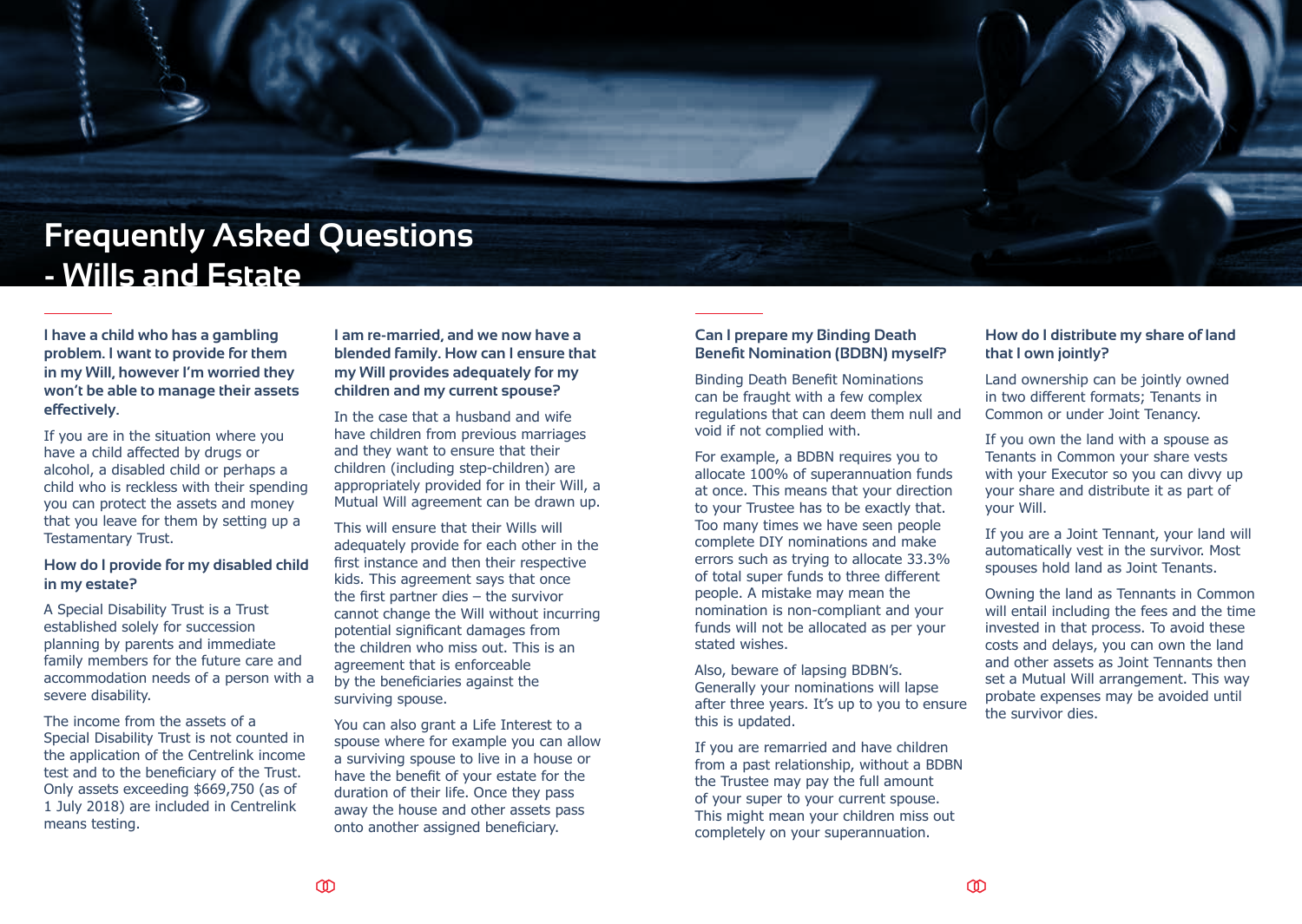# Frequently Asked Questions - Wills and Estate

**I have a child who has a gambling problem. I want to provide for them in my Will, however I'm worried they won't be able to manage their assets effectively.**

If you are in the situation where you have a child affected by drugs or alcohol, a disabled child or perhaps a child who is reckless with their spending you can protect the assets and money that you leave for them by setting up a Testamentary Trust.

**How do I provide for my disabled child in my estate?**

A Special Disability Trust is a Trust established solely for succession planning by parents and immediate family members for the future care and accommodation needs of a person with a severe disability.

The income from the assets of a Special Disability Trust is not counted in the application of the Centrelink income test and to the beneficiary of the Trust. Only assets exceeding $669,750 (as of 1 July 2018) are included in Centrelink means testing.

**I am re-married, and we now have a blended family. How can I ensure that my Will provides adequately for my children and my current spouse?**

In the case that a husband and wife have children from previous marriages and they want to ensure that their children (including step-children) are appropriately provided for in their Will, a Mutual Will agreement can be drawn up.

This will ensure that their Wills will adequately provide for each other in the first instance and then their respective kids. This agreement says that once the first partner dies – the survivor cannot change the Will without incurring potential significant damages from the children who miss out. This is an agreement that is enforceable by the beneficiaries against the surviving spouse.

You can also grant a Life Interest to a spouse where for example you can allow a surviving spouse to live in a house or have the benefit of your estate for the duration of their life. Once they pass away the house and other assets pass onto another assigned beneficiary.

**Can I prepare my Binding Death Benefit Nomination (BDBN) myself?**

Binding Death Benefit Nominations can be fraught with a few complex regulations that can deem them null and void if not complied with.

For example, a BDBN requires you to allocate 100% of superannuation funds at once. This means that your direction to your Trustee has to be exactly that. Too many times we have seen people complete DIY nominations and make errors such as trying to allocate 33.3% of total super funds to three different people. A mistake may mean the nomination is non-compliant and your funds will not be allocated as per your stated wishes.

Also, beware of lapsing BDBN's. Generally your nominations will lapse after three years. It's up to you to ensure this is updated.

If you are remarried and have children from a past relationship, without a BDBN the Trustee may pay the full amount of your super to your current spouse. This might mean your children miss out completely on your superannuation.

**How do I distribute my share of land that I own jointly?**

Land ownership can be jointly owned in two different formats; Tenants in Common or under Joint Tenancy.

If you own the land with a spouse as Tenants in Common your share vests with your Executor so you can divvy up your share and distribute it as part of your Will.

If you are a Joint Tennant, your land will automatically vest in the survivor. Most spouses hold land as Joint Tenants.

Owning the land as Tennants in Common will entail including the fees and the time invested in that process. To avoid these costs and delays, you can own the land and other assets as Joint Tennants then set a Mutual Will arrangement. This way probate expenses may be avoided until the survivor dies.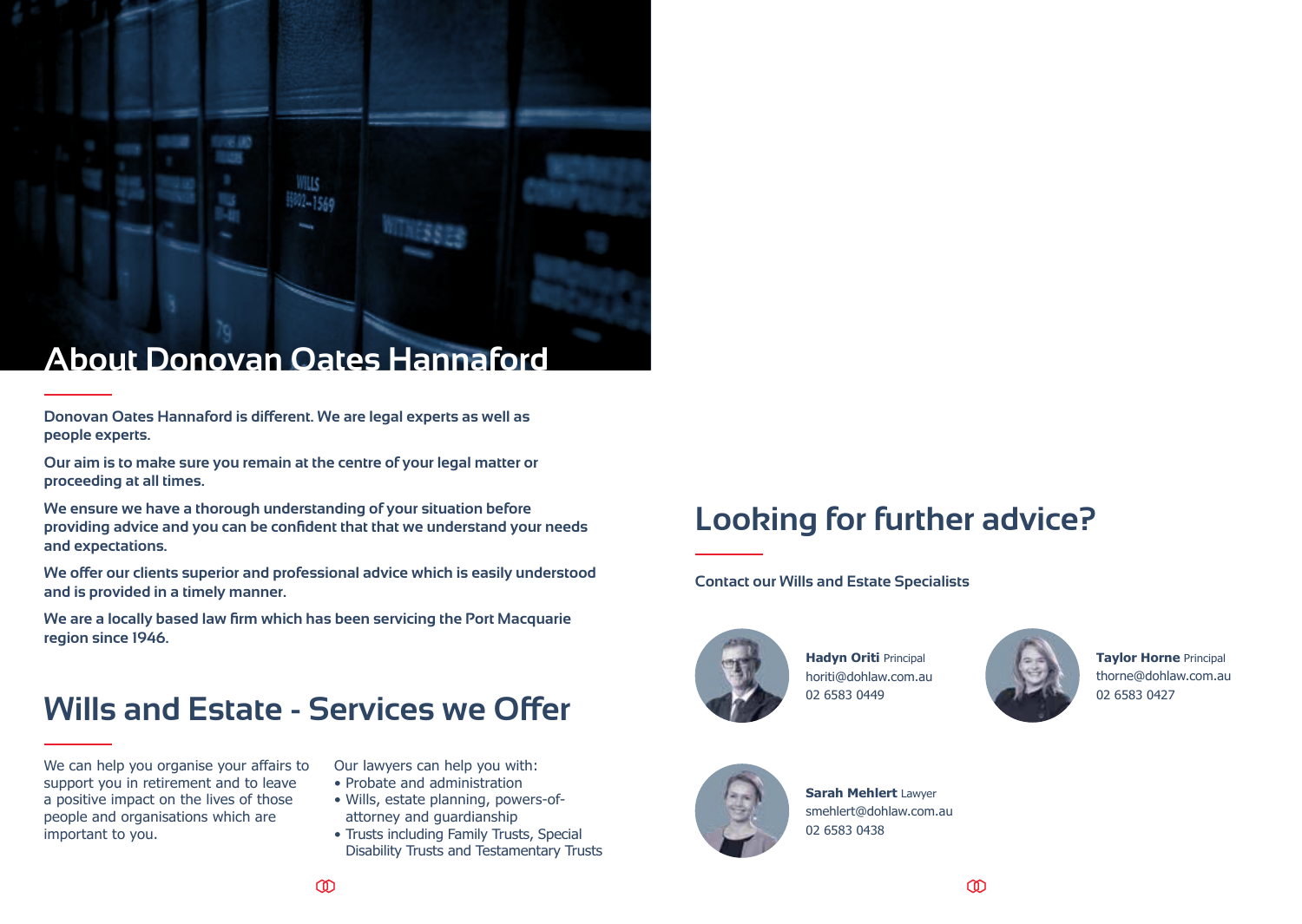## About Donovan Oates Hannaford

**Donovan Oates Hannaford is different. We are legal experts as well as people experts.**

**Our aim is to make sure you remain at the centre of your legal matter or proceeding at all times.**

**We ensure we have a thorough understanding of your situation before providing advice and you can be confident that that we understand your needs and expectations.**

**We offer our clients superior and professional advice which is easily understood and is provided in a timely manner.**

**We are a locally based law firm which has been servicing the Port Macquarie region since 1946.**

## Wills and Estate - Services we Offer

We can help you organise your affairs to support you in retirement and to leave a positive impact on the lives of those people and organisations which are important to you.

Our lawyers can help you with:

- Probate and administration
- Wills, estate planning, powers-of-attorney and guardianship
- Trusts including Family Trusts, Special Disability Trusts and Testamentary Trusts

## Looking for further advice?

**Contact our Wills and Estate Specialists**

**Hadyn Oriti** Principal
horiti@dohlaw.com.au
02 6583 0449

**Taylor Horne** Principal
thorne@dohlaw.com.au
02 6583 0427

**Sarah Mehlert** Lawyer
smehlert@dohlaw.com.au
02 6583 0438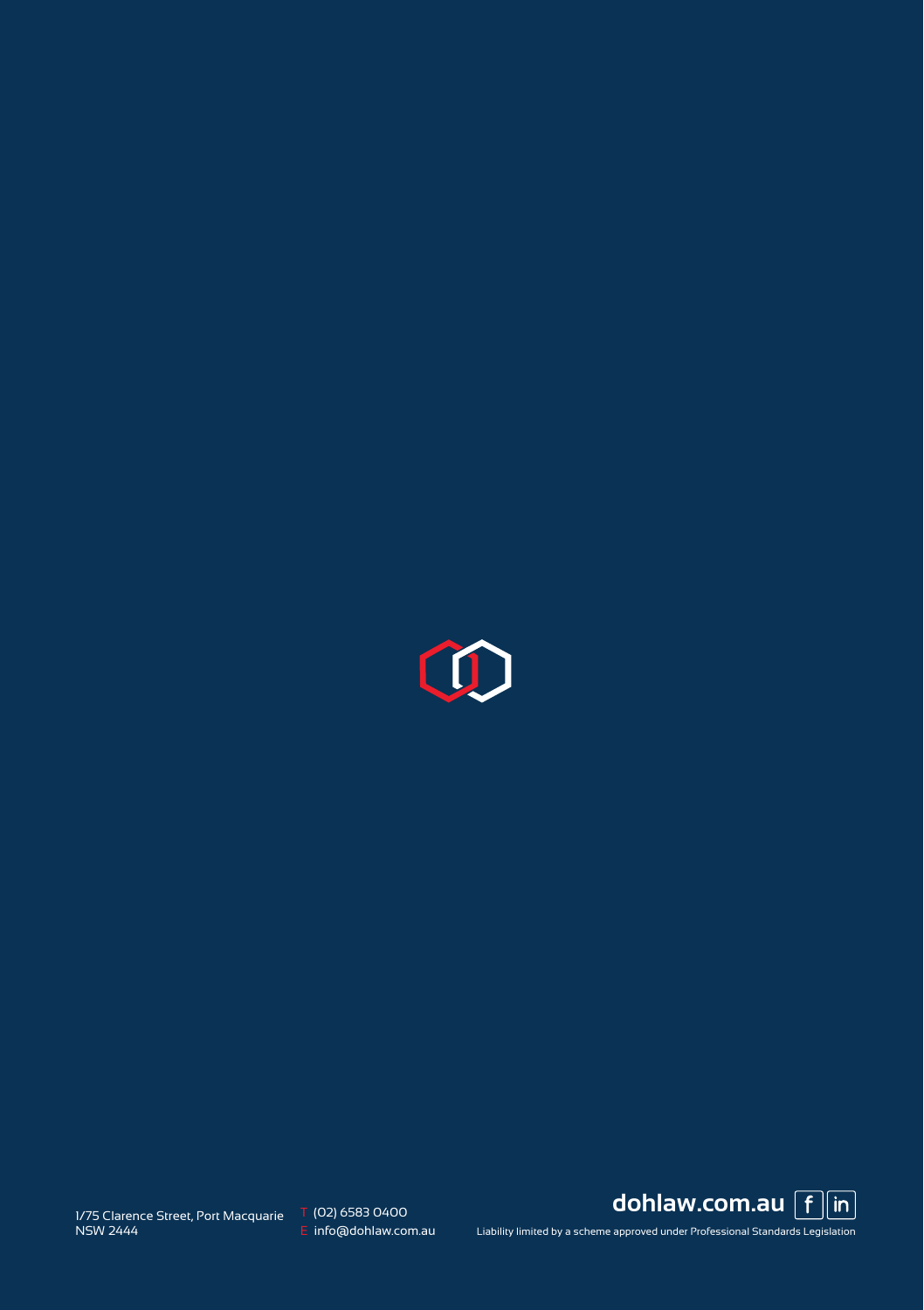1/75 Clarence Street, Port Macquarie
NSW 2444

T (02) 6583 0400
E info@dohlaw.com.au

**dohlaw.com.au**

Liability limited by a scheme approved under Professional Standards Legislation